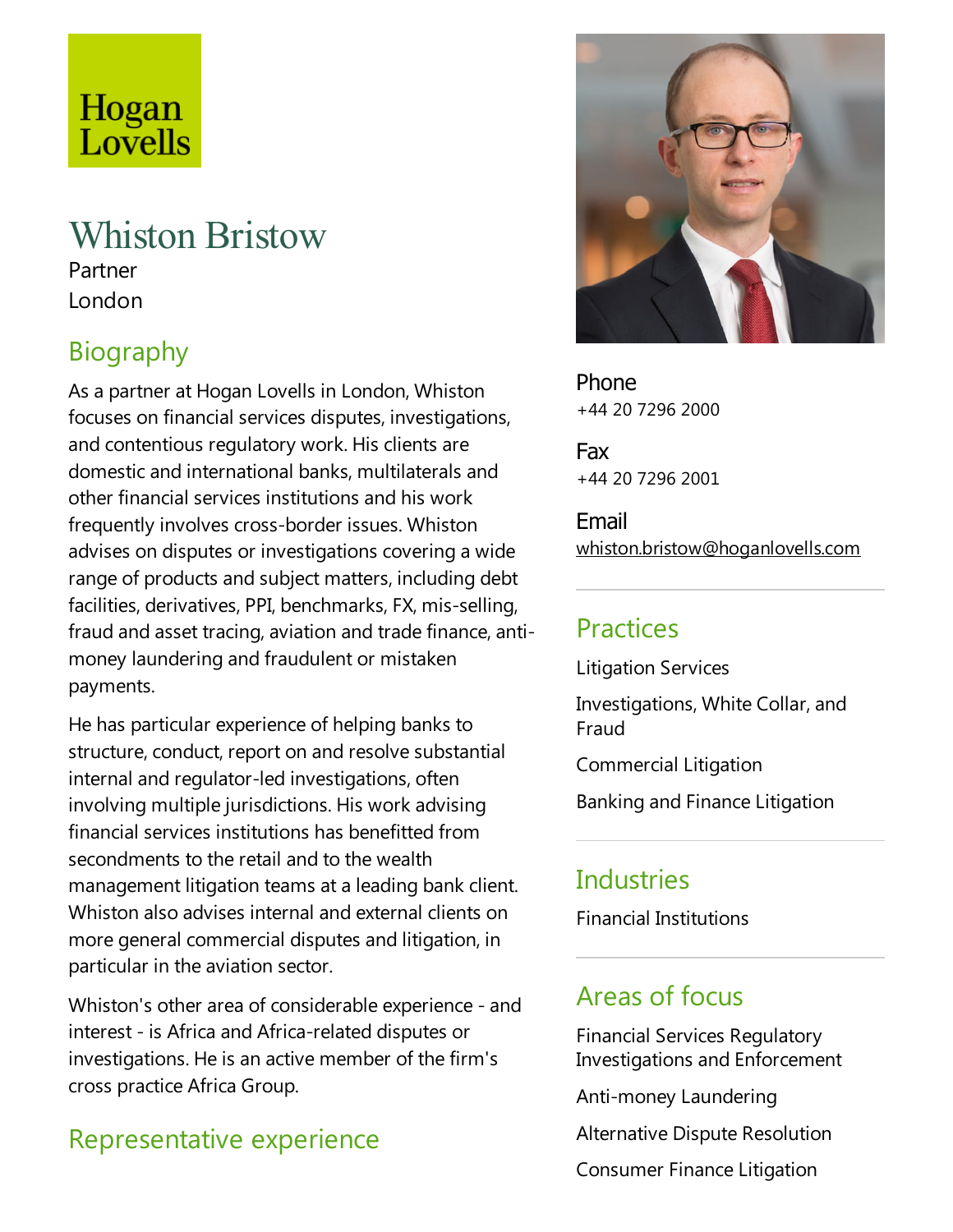Hogan Lovells

# Whiston Bristow

Partner

London

## Biography

As a partner at Hogan Lovells in London, Whiston focuses on financial services disputes, investigations, and contentious regulatory work. His clients are domestic and international banks, multilaterals and other financial services institutions and his work frequently involves cross-border issues. Whiston advises on disputes or investigations covering a wide range of products and subject matters, including debt facilities, derivatives, PPI, benchmarks, FX, mis-selling, fraud and asset tracing, aviation and trade finance, anti-money laundering and fraudulent or mistaken payments.

He has particular experience of helping banks to structure, conduct, report on and resolve substantial internal and regulator-led investigations, often involving multiple jurisdictions. His work advising financial services institutions has benefitted from secondments to the retail and to the wealth management litigation teams at a leading bank client. Whiston also advises internal and external clients on more general commercial disputes and litigation, in particular in the aviation sector.

Whiston's other area of considerable experience - and interest - is Africa and Africa-related disputes or investigations. He is an active member of the firm's cross practice Africa Group.

## Representative experience

Phone
+44 20 7296 2000

Fax
+44 20 7296 2001

Email
whiston.bristow@hoganlovells.com

## Practices

Litigation Services

Investigations, White Collar, and Fraud

Commercial Litigation

Banking and Finance Litigation

## Industries

Financial Institutions

## Areas of focus

Financial Services Regulatory Investigations and Enforcement

Anti-money Laundering

Alternative Dispute Resolution

Consumer Finance Litigation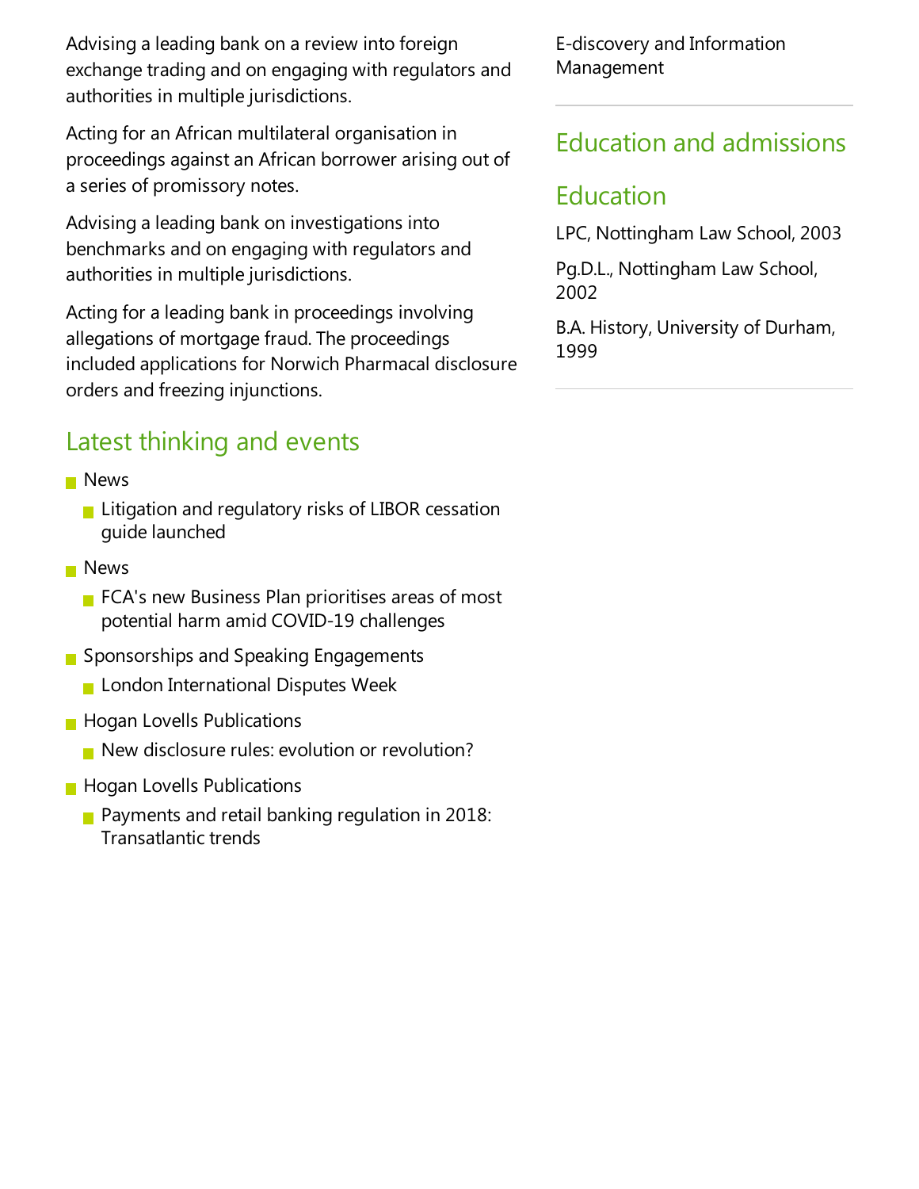Advising a leading bank on a review into foreign exchange trading and on engaging with regulators and authorities in multiple jurisdictions.

Acting for an African multilateral organisation in proceedings against an African borrower arising out of a series of promissory notes.

Advising a leading bank on investigations into benchmarks and on engaging with regulators and authorities in multiple jurisdictions.

Acting for a leading bank in proceedings involving allegations of mortgage fraud. The proceedings included applications for Norwich Pharmacal disclosure orders and freezing injunctions.

## Latest thinking and events

- News
  - Litigation and regulatory risks of LIBOR cessation guide launched
- News
  - FCA's new Business Plan prioritises areas of most potential harm amid COVID-19 challenges
- Sponsorships and Speaking Engagements
  - London International Disputes Week
- Hogan Lovells Publications
  - New disclosure rules: evolution or revolution?
- Hogan Lovells Publications
  - Payments and retail banking regulation in 2018: Transatlantic trends

E-discovery and Information Management

## Education and admissions

## Education

LPC, Nottingham Law School, 2003

Pg.D.L., Nottingham Law School, 2002

B.A. History, University of Durham, 1999